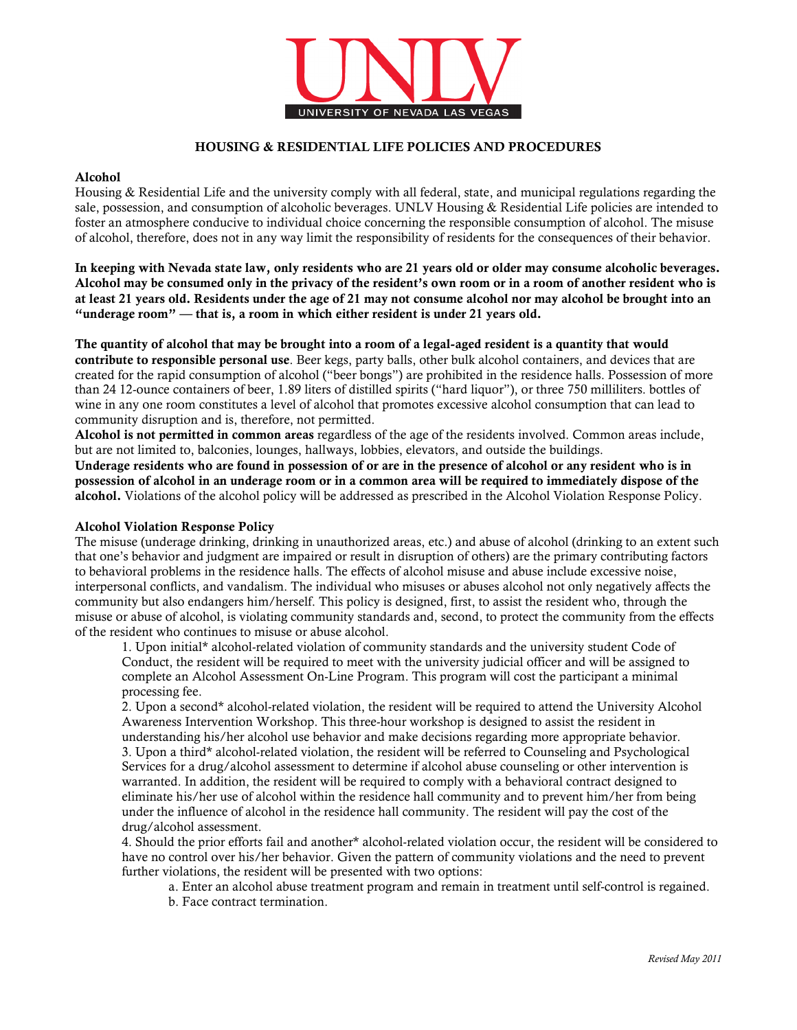UNLV

UNIVERSITY OF NEVADA LAS VEGAS

# HOUSING & RESIDENTIAL LIFE POLICIES AND PROCEDURES

## Alcohol

Housing & Residential Life and the university comply with all federal, state, and municipal regulations regarding the sale, possession, and consumption of alcoholic beverages. UNLV Housing & Residential Life policies are intended to foster an atmosphere conducive to individual choice concerning the responsible consumption of alcohol. The misuse of alcohol, therefore, does not in any way limit the responsibility of residents for the consequences of their behavior.

**In keeping with Nevada state law, only residents who are 21 years old or older may consume alcoholic beverages. Alcohol may be consumed only in the privacy of the resident's own room or in a room of another resident who is at least 21 years old. Residents under the age of 21 may not consume alcohol nor may alcohol be brought into an "underage room" — that is, a room in which either resident is under 21 years old.**

**The quantity of alcohol that may be brought into a room of a legal-aged resident is a quantity that would contribute to responsible personal use**. Beer kegs, party balls, other bulk alcohol containers, and devices that are created for the rapid consumption of alcohol ("beer bongs") are prohibited in the residence halls. Possession of more than 24 12-ounce containers of beer, 1.89 liters of distilled spirits ("hard liquor"), or three 750 milliliters. bottles of wine in any one room constitutes a level of alcohol that promotes excessive alcohol consumption that can lead to community disruption and is, therefore, not permitted.

**Alcohol is not permitted in common areas** regardless of the age of the residents involved. Common areas include, but are not limited to, balconies, lounges, hallways, lobbies, elevators, and outside the buildings.

**Underage residents who are found in possession of or are in the presence of alcohol or any resident who is in possession of alcohol in an underage room or in a common area will be required to immediately dispose of the alcohol.** Violations of the alcohol policy will be addressed as prescribed in the Alcohol Violation Response Policy.

## Alcohol Violation Response Policy

The misuse (underage drinking, drinking in unauthorized areas, etc.) and abuse of alcohol (drinking to an extent such that one's behavior and judgment are impaired or result in disruption of others) are the primary contributing factors to behavioral problems in the residence halls. The effects of alcohol misuse and abuse include excessive noise, interpersonal conflicts, and vandalism. The individual who misuses or abuses alcohol not only negatively affects the community but also endangers him/herself. This policy is designed, first, to assist the resident who, through the misuse or abuse of alcohol, is violating community standards and, second, to protect the community from the effects of the resident who continues to misuse or abuse alcohol.

1. Upon initial* alcohol-related violation of community standards and the university student Code of Conduct, the resident will be required to meet with the university judicial officer and will be assigned to complete an Alcohol Assessment On-Line Program. This program will cost the participant a minimal processing fee.
2. Upon a second* alcohol-related violation, the resident will be required to attend the University Alcohol Awareness Intervention Workshop. This three-hour workshop is designed to assist the resident in understanding his/her alcohol use behavior and make decisions regarding more appropriate behavior.
3. Upon a third* alcohol-related violation, the resident will be referred to Counseling and Psychological Services for a drug/alcohol assessment to determine if alcohol abuse counseling or other intervention is warranted. In addition, the resident will be required to comply with a behavioral contract designed to eliminate his/her use of alcohol within the residence hall community and to prevent him/her from being under the influence of alcohol in the residence hall community. The resident will pay the cost of the drug/alcohol assessment.
4. Should the prior efforts fail and another* alcohol-related violation occur, the resident will be considered to have no control over his/her behavior. Given the pattern of community violations and the need to prevent further violations, the resident will be presented with two options:
   a. Enter an alcohol abuse treatment program and remain in treatment until self-control is regained.
   b. Face contract termination.

*Revised May 2011*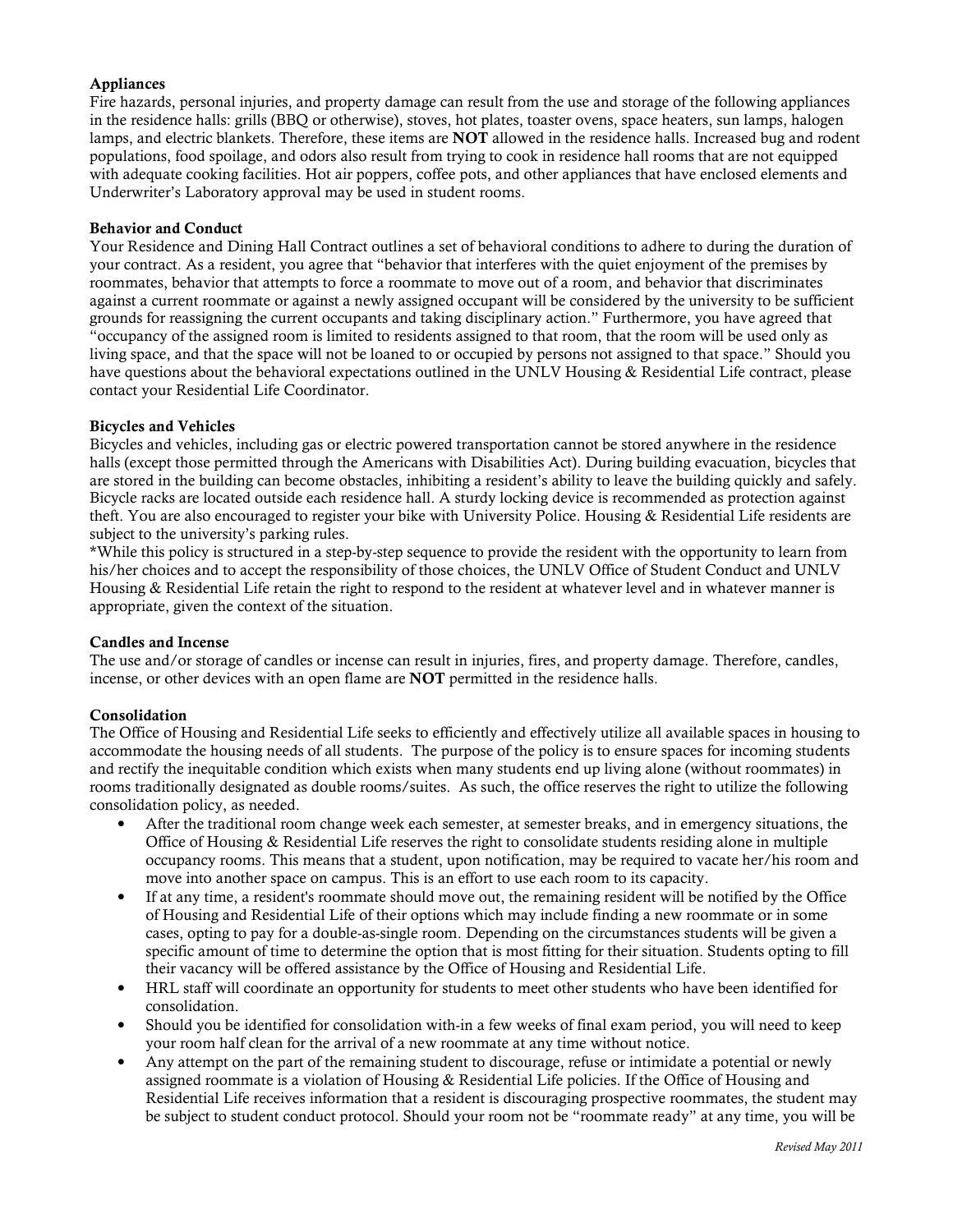**Appliances**

Fire hazards, personal injuries, and property damage can result from the use and storage of the following appliances in the residence halls: grills (BBQ or otherwise), stoves, hot plates, toaster ovens, space heaters, sun lamps, halogen lamps, and electric blankets. Therefore, these items are **NOT** allowed in the residence halls. Increased bug and rodent populations, food spoilage, and odors also result from trying to cook in residence hall rooms that are not equipped with adequate cooking facilities. Hot air poppers, coffee pots, and other appliances that have enclosed elements and Underwriter's Laboratory approval may be used in student rooms.

**Behavior and Conduct**

Your Residence and Dining Hall Contract outlines a set of behavioral conditions to adhere to during the duration of your contract. As a resident, you agree that "behavior that interferes with the quiet enjoyment of the premises by roommates, behavior that attempts to force a roommate to move out of a room, and behavior that discriminates against a current roommate or against a newly assigned occupant will be considered by the university to be sufficient grounds for reassigning the current occupants and taking disciplinary action." Furthermore, you have agreed that "occupancy of the assigned room is limited to residents assigned to that room, that the room will be used only as living space, and that the space will not be loaned to or occupied by persons not assigned to that space." Should you have questions about the behavioral expectations outlined in the UNLV Housing & Residential Life contract, please contact your Residential Life Coordinator.

**Bicycles and Vehicles**

Bicycles and vehicles, including gas or electric powered transportation cannot be stored anywhere in the residence halls (except those permitted through the Americans with Disabilities Act). During building evacuation, bicycles that are stored in the building can become obstacles, inhibiting a resident's ability to leave the building quickly and safely. Bicycle racks are located outside each residence hall. A sturdy locking device is recommended as protection against theft. You are also encouraged to register your bike with University Police. Housing & Residential Life residents are subject to the university's parking rules.

*While this policy is structured in a step-by-step sequence to provide the resident with the opportunity to learn from his/her choices and to accept the responsibility of those choices, the UNLV Office of Student Conduct and UNLV Housing & Residential Life retain the right to respond to the resident at whatever level and in whatever manner is appropriate, given the context of the situation.

**Candles and Incense**

The use and/or storage of candles or incense can result in injuries, fires, and property damage. Therefore, candles, incense, or other devices with an open flame are **NOT** permitted in the residence halls.

**Consolidation**

The Office of Housing and Residential Life seeks to efficiently and effectively utilize all available spaces in housing to accommodate the housing needs of all students. The purpose of the policy is to ensure spaces for incoming students and rectify the inequitable condition which exists when many students end up living alone (without roommates) in rooms traditionally designated as double rooms/suites. As such, the office reserves the right to utilize the following consolidation policy, as needed.

- After the traditional room change week each semester, at semester breaks, and in emergency situations, the Office of Housing & Residential Life reserves the right to consolidate students residing alone in multiple occupancy rooms. This means that a student, upon notification, may be required to vacate her/his room and move into another space on campus. This is an effort to use each room to its capacity.
- If at any time, a resident's roommate should move out, the remaining resident will be notified by the Office of Housing and Residential Life of their options which may include finding a new roommate or in some cases, opting to pay for a double-as-single room. Depending on the circumstances students will be given a specific amount of time to determine the option that is most fitting for their situation. Students opting to fill their vacancy will be offered assistance by the Office of Housing and Residential Life.
- HRL staff will coordinate an opportunity for students to meet other students who have been identified for consolidation.
- Should you be identified for consolidation with-in a few weeks of final exam period, you will need to keep your room half clean for the arrival of a new roommate at any time without notice.
- Any attempt on the part of the remaining student to discourage, refuse or intimidate a potential or newly assigned roommate is a violation of Housing & Residential Life policies. If the Office of Housing and Residential Life receives information that a resident is discouraging prospective roommates, the student may be subject to student conduct protocol. Should your room not be "roommate ready" at any time, you will be

*Revised May 2011*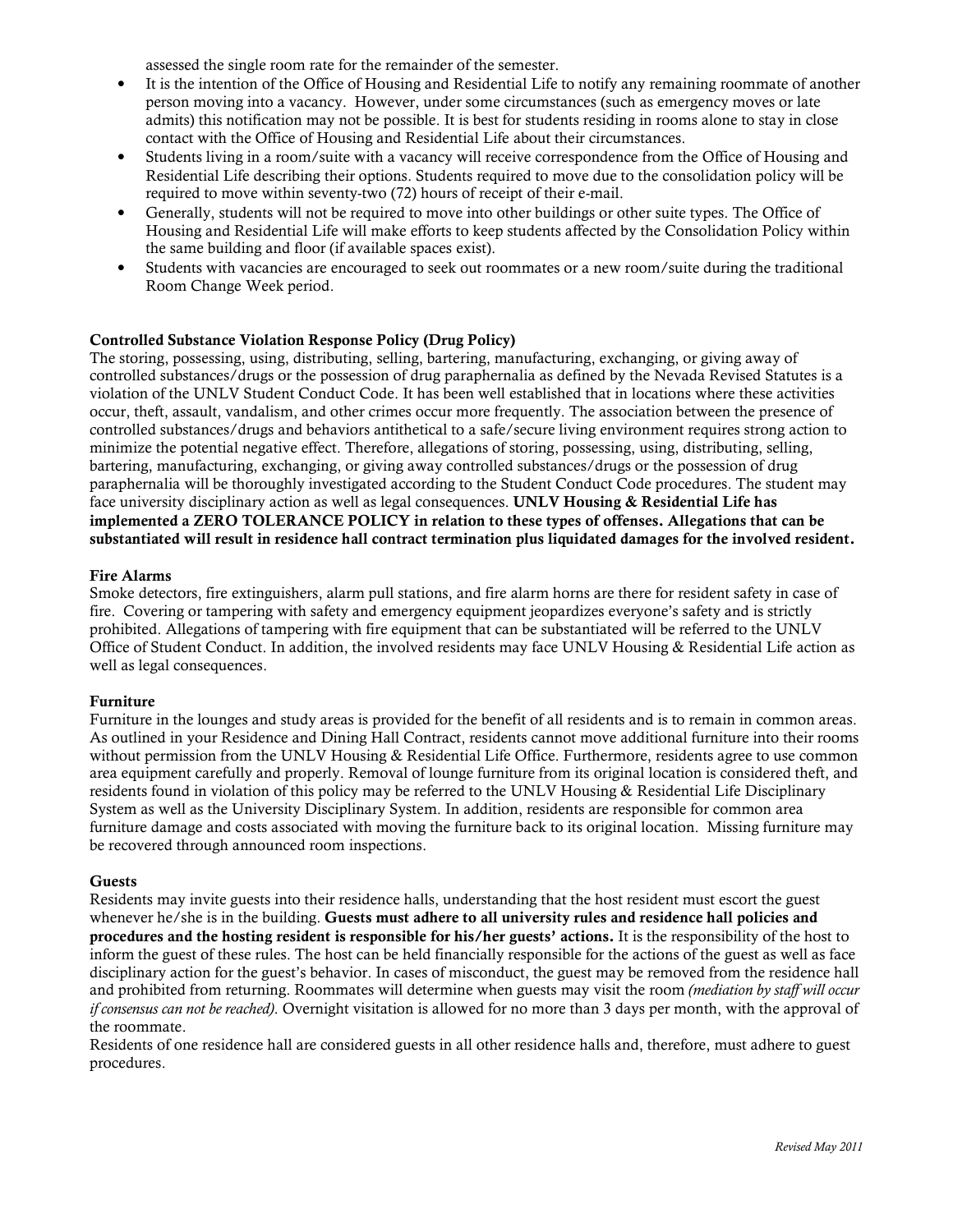assessed the single room rate for the remainder of the semester.

- It is the intention of the Office of Housing and Residential Life to notify any remaining roommate of another person moving into a vacancy. However, under some circumstances (such as emergency moves or late admits) this notification may not be possible. It is best for students residing in rooms alone to stay in close contact with the Office of Housing and Residential Life about their circumstances.
- Students living in a room/suite with a vacancy will receive correspondence from the Office of Housing and Residential Life describing their options. Students required to move due to the consolidation policy will be required to move within seventy-two (72) hours of receipt of their e-mail.
- Generally, students will not be required to move into other buildings or other suite types. The Office of Housing and Residential Life will make efforts to keep students affected by the Consolidation Policy within the same building and floor (if available spaces exist).
- Students with vacancies are encouraged to seek out roommates or a new room/suite during the traditional Room Change Week period.

**Controlled Substance Violation Response Policy (Drug Policy)**

The storing, possessing, using, distributing, selling, bartering, manufacturing, exchanging, or giving away of controlled substances/drugs or the possession of drug paraphernalia as defined by the Nevada Revised Statutes is a violation of the UNLV Student Conduct Code. It has been well established that in locations where these activities occur, theft, assault, vandalism, and other crimes occur more frequently. The association between the presence of controlled substances/drugs and behaviors antithetical to a safe/secure living environment requires strong action to minimize the potential negative effect. Therefore, allegations of storing, possessing, using, distributing, selling, bartering, manufacturing, exchanging, or giving away controlled substances/drugs or the possession of drug paraphernalia will be thoroughly investigated according to the Student Conduct Code procedures. The student may face university disciplinary action as well as legal consequences. **UNLV Housing & Residential Life has implemented a ZERO TOLERANCE POLICY in relation to these types of offenses. Allegations that can be substantiated will result in residence hall contract termination plus liquidated damages for the involved resident.**

**Fire Alarms**

Smoke detectors, fire extinguishers, alarm pull stations, and fire alarm horns are there for resident safety in case of fire. Covering or tampering with safety and emergency equipment jeopardizes everyone's safety and is strictly prohibited. Allegations of tampering with fire equipment that can be substantiated will be referred to the UNLV Office of Student Conduct. In addition, the involved residents may face UNLV Housing & Residential Life action as well as legal consequences.

**Furniture**

Furniture in the lounges and study areas is provided for the benefit of all residents and is to remain in common areas. As outlined in your Residence and Dining Hall Contract, residents cannot move additional furniture into their rooms without permission from the UNLV Housing & Residential Life Office. Furthermore, residents agree to use common area equipment carefully and properly. Removal of lounge furniture from its original location is considered theft, and residents found in violation of this policy may be referred to the UNLV Housing & Residential Life Disciplinary System as well as the University Disciplinary System. In addition, residents are responsible for common area furniture damage and costs associated with moving the furniture back to its original location. Missing furniture may be recovered through announced room inspections.

**Guests**

Residents may invite guests into their residence halls, understanding that the host resident must escort the guest whenever he/she is in the building. **Guests must adhere to all university rules and residence hall policies and procedures and the hosting resident is responsible for his/her guests' actions.** It is the responsibility of the host to inform the guest of these rules. The host can be held financially responsible for the actions of the guest as well as face disciplinary action for the guest's behavior. In cases of misconduct, the guest may be removed from the residence hall and prohibited from returning. Roommates will determine when guests may visit the room *(mediation by staff will occur if consensus can not be reached)*. Overnight visitation is allowed for no more than 3 days per month, with the approval of the roommate.

Residents of one residence hall are considered guests in all other residence halls and, therefore, must adhere to guest procedures.

*Revised May 2011*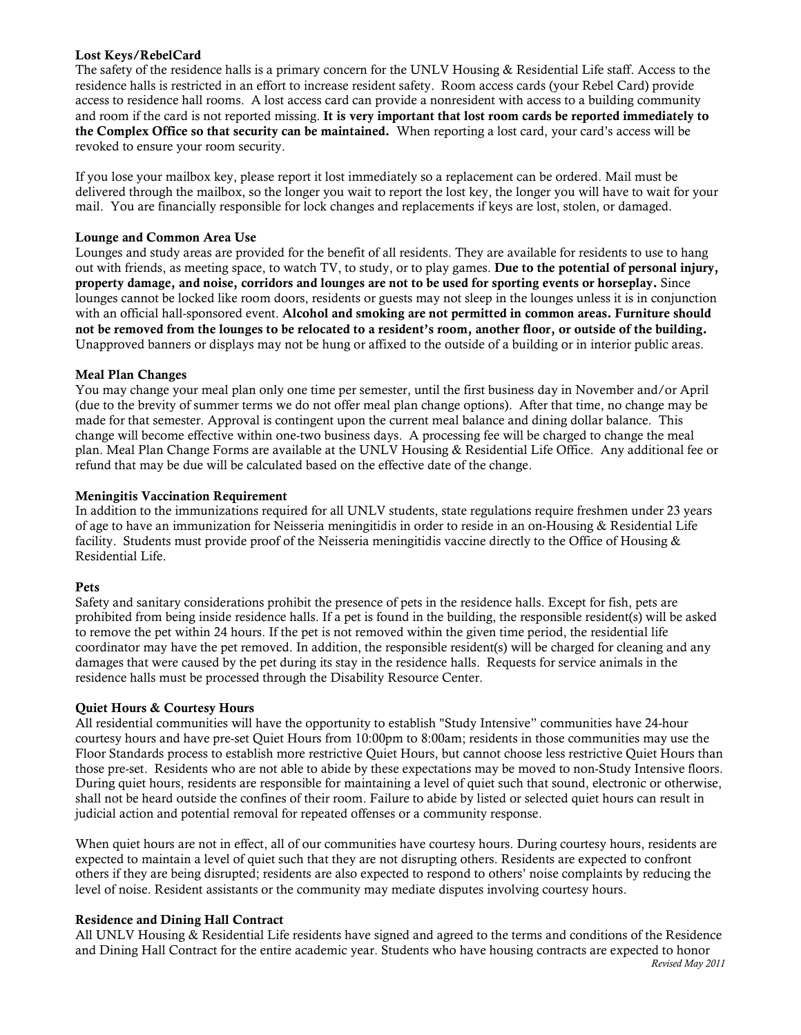**Lost Keys/RebelCard**

The safety of the residence halls is a primary concern for the UNLV Housing & Residential Life staff. Access to the residence halls is restricted in an effort to increase resident safety. Room access cards (your Rebel Card) provide access to residence hall rooms. A lost access card can provide a nonresident with access to a building community and room if the card is not reported missing. **It is very important that lost room cards be reported immediately to the Complex Office so that security can be maintained.** When reporting a lost card, your card's access will be revoked to ensure your room security.

If you lose your mailbox key, please report it lost immediately so a replacement can be ordered. Mail must be delivered through the mailbox, so the longer you wait to report the lost key, the longer you will have to wait for your mail. You are financially responsible for lock changes and replacements if keys are lost, stolen, or damaged.

**Lounge and Common Area Use**

Lounges and study areas are provided for the benefit of all residents. They are available for residents to use to hang out with friends, as meeting space, to watch TV, to study, or to play games. **Due to the potential of personal injury, property damage, and noise, corridors and lounges are not to be used for sporting events or horseplay.** Since lounges cannot be locked like room doors, residents or guests may not sleep in the lounges unless it is in conjunction with an official hall-sponsored event. **Alcohol and smoking are not permitted in common areas. Furniture should not be removed from the lounges to be relocated to a resident's room, another floor, or outside of the building.** Unapproved banners or displays may not be hung or affixed to the outside of a building or in interior public areas.

**Meal Plan Changes**

You may change your meal plan only one time per semester, until the first business day in November and/or April (due to the brevity of summer terms we do not offer meal plan change options). After that time, no change may be made for that semester. Approval is contingent upon the current meal balance and dining dollar balance. This change will become effective within one-two business days. A processing fee will be charged to change the meal plan. Meal Plan Change Forms are available at the UNLV Housing & Residential Life Office. Any additional fee or refund that may be due will be calculated based on the effective date of the change.

**Meningitis Vaccination Requirement**

In addition to the immunizations required for all UNLV students, state regulations require freshmen under 23 years of age to have an immunization for Neisseria meningitidis in order to reside in an on-Housing & Residential Life facility. Students must provide proof of the Neisseria meningitidis vaccine directly to the Office of Housing & Residential Life.

**Pets**

Safety and sanitary considerations prohibit the presence of pets in the residence halls. Except for fish, pets are prohibited from being inside residence halls. If a pet is found in the building, the responsible resident(s) will be asked to remove the pet within 24 hours. If the pet is not removed within the given time period, the residential life coordinator may have the pet removed. In addition, the responsible resident(s) will be charged for cleaning and any damages that were caused by the pet during its stay in the residence halls. Requests for service animals in the residence halls must be processed through the Disability Resource Center.

**Quiet Hours & Courtesy Hours**

All residential communities will have the opportunity to establish "Study Intensive" communities have 24-hour courtesy hours and have pre-set Quiet Hours from 10:00pm to 8:00am; residents in those communities may use the Floor Standards process to establish more restrictive Quiet Hours, but cannot choose less restrictive Quiet Hours than those pre-set. Residents who are not able to abide by these expectations may be moved to non-Study Intensive floors. During quiet hours, residents are responsible for maintaining a level of quiet such that sound, electronic or otherwise, shall not be heard outside the confines of their room. Failure to abide by listed or selected quiet hours can result in judicial action and potential removal for repeated offenses or a community response.

When quiet hours are not in effect, all of our communities have courtesy hours. During courtesy hours, residents are expected to maintain a level of quiet such that they are not disrupting others. Residents are expected to confront others if they are being disrupted; residents are also expected to respond to others' noise complaints by reducing the level of noise. Resident assistants or the community may mediate disputes involving courtesy hours.

**Residence and Dining Hall Contract**

All UNLV Housing & Residential Life residents have signed and agreed to the terms and conditions of the Residence and Dining Hall Contract for the entire academic year. Students who have housing contracts are expected to honor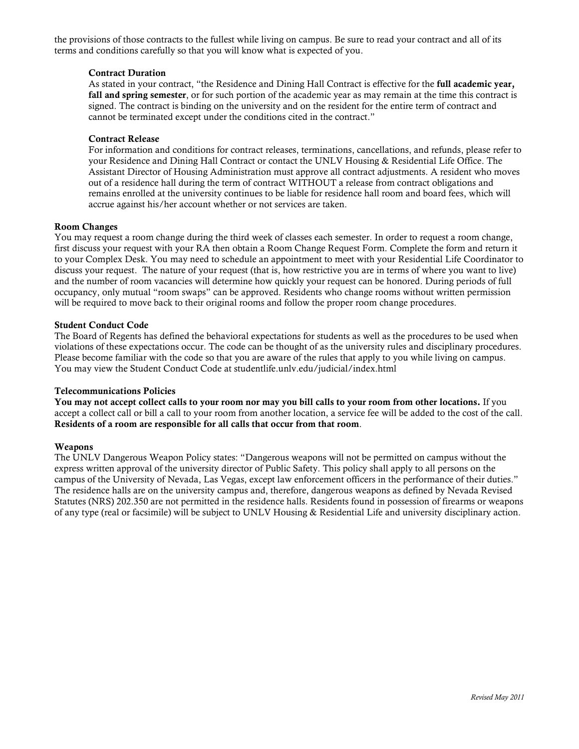the provisions of those contracts to the fullest while living on campus. Be sure to read your contract and all of its terms and conditions carefully so that you will know what is expected of you.

**Contract Duration**

As stated in your contract, "the Residence and Dining Hall Contract is effective for the **full academic year, fall and spring semester**, or for such portion of the academic year as may remain at the time this contract is signed. The contract is binding on the university and on the resident for the entire term of contract and cannot be terminated except under the conditions cited in the contract."

**Contract Release**

For information and conditions for contract releases, terminations, cancellations, and refunds, please refer to your Residence and Dining Hall Contract or contact the UNLV Housing & Residential Life Office. The Assistant Director of Housing Administration must approve all contract adjustments. A resident who moves out of a residence hall during the term of contract WITHOUT a release from contract obligations and remains enrolled at the university continues to be liable for residence hall room and board fees, which will accrue against his/her account whether or not services are taken.

**Room Changes**

You may request a room change during the third week of classes each semester. In order to request a room change, first discuss your request with your RA then obtain a Room Change Request Form. Complete the form and return it to your Complex Desk. You may need to schedule an appointment to meet with your Residential Life Coordinator to discuss your request. The nature of your request (that is, how restrictive you are in terms of where you want to live) and the number of room vacancies will determine how quickly your request can be honored. During periods of full occupancy, only mutual "room swaps" can be approved. Residents who change rooms without written permission will be required to move back to their original rooms and follow the proper room change procedures.

**Student Conduct Code**

The Board of Regents has defined the behavioral expectations for students as well as the procedures to be used when violations of these expectations occur. The code can be thought of as the university rules and disciplinary procedures. Please become familiar with the code so that you are aware of the rules that apply to you while living on campus. You may view the Student Conduct Code at studentlife.unlv.edu/judicial/index.html

**Telecommunications Policies**

**You may not accept collect calls to your room nor may you bill calls to your room from other locations.** If you accept a collect call or bill a call to your room from another location, a service fee will be added to the cost of the call. **Residents of a room are responsible for all calls that occur from that room**.

**Weapons**

The UNLV Dangerous Weapon Policy states: "Dangerous weapons will not be permitted on campus without the express written approval of the university director of Public Safety. This policy shall apply to all persons on the campus of the University of Nevada, Las Vegas, except law enforcement officers in the performance of their duties." The residence halls are on the university campus and, therefore, dangerous weapons as defined by Nevada Revised Statutes (NRS) 202.350 are not permitted in the residence halls. Residents found in possession of firearms or weapons of any type (real or facsimile) will be subject to UNLV Housing & Residential Life and university disciplinary action.

*Revised May 2011*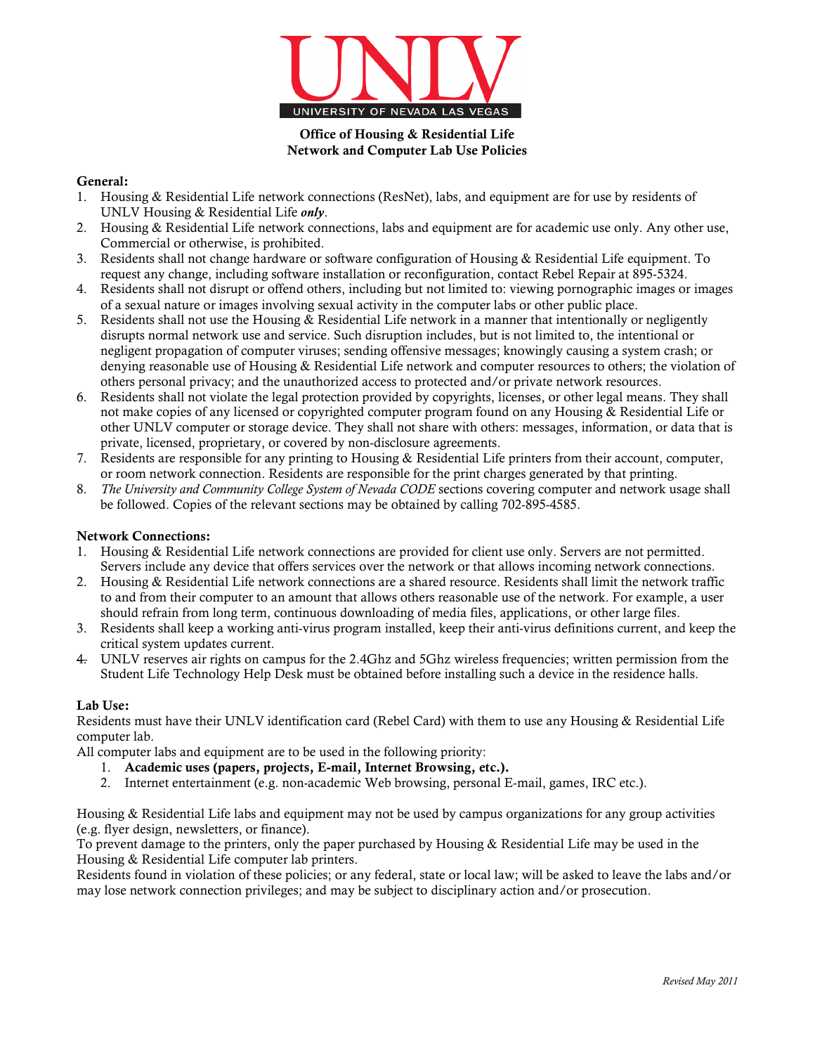UNLV

UNIVERSITY OF NEVADA LAS VEGAS

**Office of Housing & Residential Life**
**Network and Computer Lab Use Policies**

**General:**

1. Housing & Residential Life network connections (ResNet), labs, and equipment are for use by residents of UNLV Housing & Residential Life ***only***.
2. Housing & Residential Life network connections, labs and equipment are for academic use only. Any other use, Commercial or otherwise, is prohibited.
3. Residents shall not change hardware or software configuration of Housing & Residential Life equipment. To request any change, including software installation or reconfiguration, contact Rebel Repair at 895-5324.
4. Residents shall not disrupt or offend others, including but not limited to: viewing pornographic images or images of a sexual nature or images involving sexual activity in the computer labs or other public place.
5. Residents shall not use the Housing & Residential Life network in a manner that intentionally or negligently disrupts normal network use and service. Such disruption includes, but is not limited to, the intentional or negligent propagation of computer viruses; sending offensive messages; knowingly causing a system crash; or denying reasonable use of Housing & Residential Life network and computer resources to others; the violation of others personal privacy; and the unauthorized access to protected and/or private network resources.
6. Residents shall not violate the legal protection provided by copyrights, licenses, or other legal means. They shall not make copies of any licensed or copyrighted computer program found on any Housing & Residential Life or other UNLV computer or storage device. They shall not share with others: messages, information, or data that is private, licensed, proprietary, or covered by non-disclosure agreements.
7. Residents are responsible for any printing to Housing & Residential Life printers from their account, computer, or room network connection. Residents are responsible for the print charges generated by that printing.
8. *The University and Community College System of Nevada CODE* sections covering computer and network usage shall be followed. Copies of the relevant sections may be obtained by calling 702-895-4585.

**Network Connections:**

1. Housing & Residential Life network connections are provided for client use only. Servers are not permitted. Servers include any device that offers services over the network or that allows incoming network connections.
2. Housing & Residential Life network connections are a shared resource. Residents shall limit the network traffic to and from their computer to an amount that allows others reasonable use of the network. For example, a user should refrain from long term, continuous downloading of media files, applications, or other large files.
3. Residents shall keep a working anti-virus program installed, keep their anti-virus definitions current, and keep the critical system updates current.
4. ~~4.~~ UNLV reserves air rights on campus for the 2.4Ghz and 5Ghz wireless frequencies; written permission from the Student Life Technology Help Desk must be obtained before installing such a device in the residence halls.

**Lab Use:**

Residents must have their UNLV identification card (Rebel Card) with them to use any Housing & Residential Life computer lab.

All computer labs and equipment are to be used in the following priority:

1. **Academic uses (papers, projects, E-mail, Internet Browsing, etc.).**
2. Internet entertainment (e.g. non-academic Web browsing, personal E-mail, games, IRC etc.).

Housing & Residential Life labs and equipment may not be used by campus organizations for any group activities (e.g. flyer design, newsletters, or finance).

To prevent damage to the printers, only the paper purchased by Housing & Residential Life may be used in the Housing & Residential Life computer lab printers.

Residents found in violation of these policies; or any federal, state or local law; will be asked to leave the labs and/or may lose network connection privileges; and may be subject to disciplinary action and/or prosecution.

*Revised May 2011*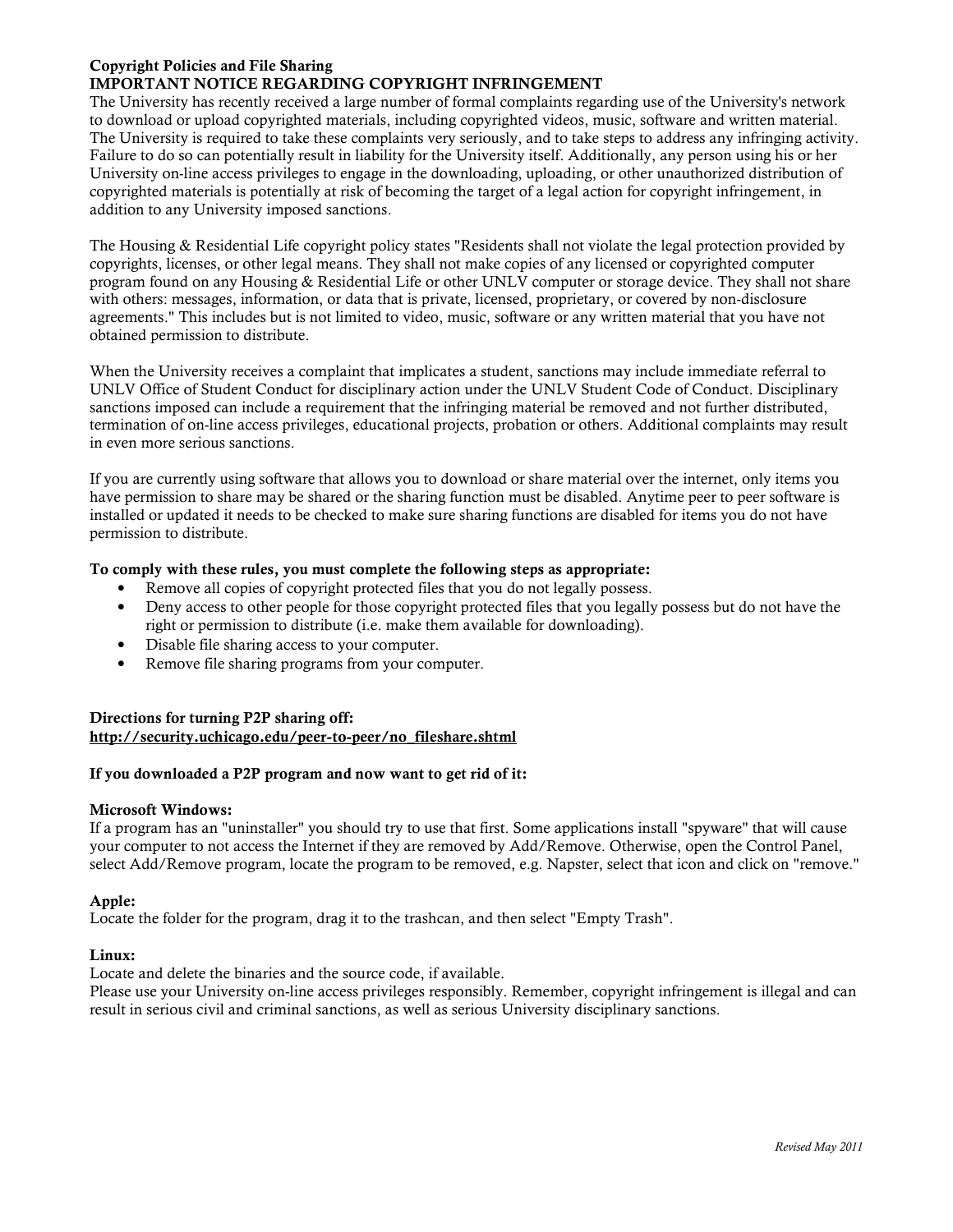**Copyright Policies and File Sharing**
**IMPORTANT NOTICE REGARDING COPYRIGHT INFRINGEMENT**

The University has recently received a large number of formal complaints regarding use of the University's network to download or upload copyrighted materials, including copyrighted videos, music, software and written material. The University is required to take these complaints very seriously, and to take steps to address any infringing activity. Failure to do so can potentially result in liability for the University itself. Additionally, any person using his or her University on-line access privileges to engage in the downloading, uploading, or other unauthorized distribution of copyrighted materials is potentially at risk of becoming the target of a legal action for copyright infringement, in addition to any University imposed sanctions.

The Housing & Residential Life copyright policy states "Residents shall not violate the legal protection provided by copyrights, licenses, or other legal means. They shall not make copies of any licensed or copyrighted computer program found on any Housing & Residential Life or other UNLV computer or storage device. They shall not share with others: messages, information, or data that is private, licensed, proprietary, or covered by non-disclosure agreements." This includes but is not limited to video, music, software or any written material that you have not obtained permission to distribute.

When the University receives a complaint that implicates a student, sanctions may include immediate referral to UNLV Office of Student Conduct for disciplinary action under the UNLV Student Code of Conduct. Disciplinary sanctions imposed can include a requirement that the infringing material be removed and not further distributed, termination of on-line access privileges, educational projects, probation or others. Additional complaints may result in even more serious sanctions.

If you are currently using software that allows you to download or share material over the internet, only items you have permission to share may be shared or the sharing function must be disabled. Anytime peer to peer software is installed or updated it needs to be checked to make sure sharing functions are disabled for items you do not have permission to distribute.

**To comply with these rules, you must complete the following steps as appropriate:**

- Remove all copies of copyright protected files that you do not legally possess.
- Deny access to other people for those copyright protected files that you legally possess but do not have the right or permission to distribute (i.e. make them available for downloading).
- Disable file sharing access to your computer.
- Remove file sharing programs from your computer.

**Directions for turning P2P sharing off:**
**http://security.uchicago.edu/peer-to-peer/no_fileshare.shtml**

**If you downloaded a P2P program and now want to get rid of it:**

**Microsoft Windows:**
If a program has an "uninstaller" you should try to use that first. Some applications install "spyware" that will cause your computer to not access the Internet if they are removed by Add/Remove. Otherwise, open the Control Panel, select Add/Remove program, locate the program to be removed, e.g. Napster, select that icon and click on "remove."

**Apple:**
Locate the folder for the program, drag it to the trashcan, and then select "Empty Trash".

**Linux:**
Locate and delete the binaries and the source code, if available.
Please use your University on-line access privileges responsibly. Remember, copyright infringement is illegal and can result in serious civil and criminal sanctions, as well as serious University disciplinary sanctions.

*Revised May 2011*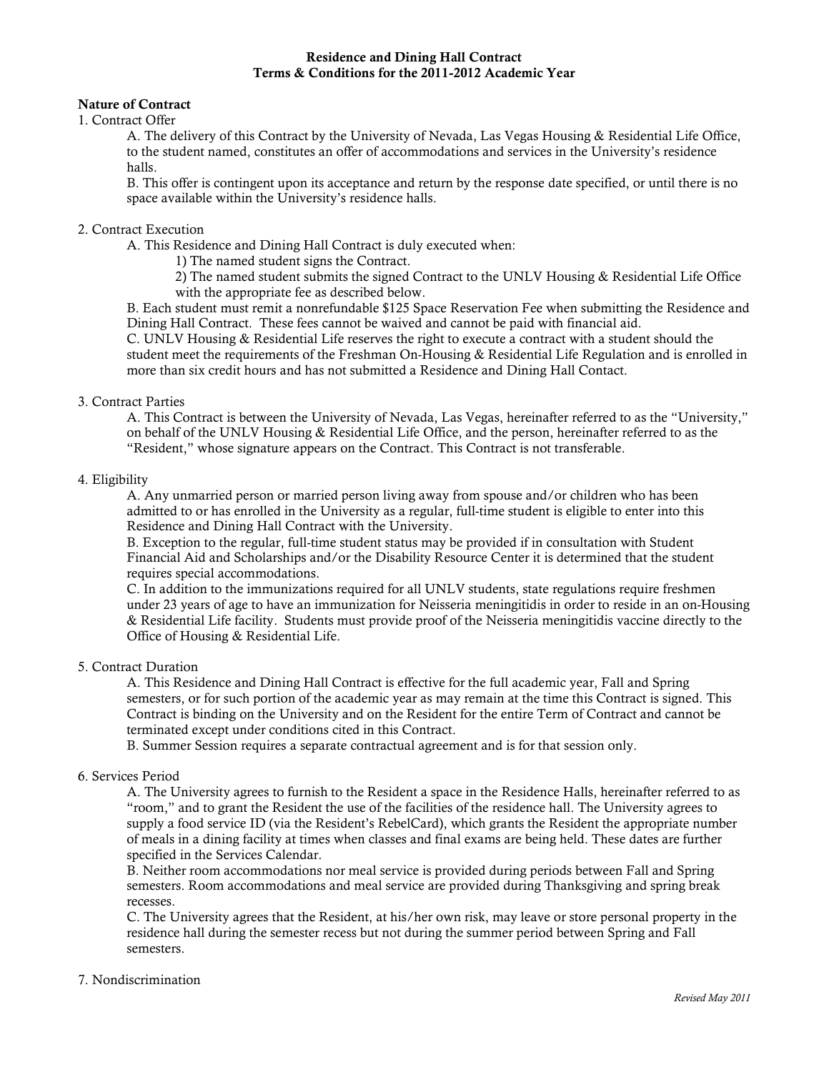**Residence and Dining Hall Contract**
**Terms & Conditions for the 2011-2012 Academic Year**

**Nature of Contract**

1. Contract Offer

A. The delivery of this Contract by the University of Nevada, Las Vegas Housing & Residential Life Office, to the student named, constitutes an offer of accommodations and services in the University's residence halls.

B. This offer is contingent upon its acceptance and return by the response date specified, or until there is no space available within the University's residence halls.

2. Contract Execution

A. This Residence and Dining Hall Contract is duly executed when:

1) The named student signs the Contract.

2) The named student submits the signed Contract to the UNLV Housing & Residential Life Office with the appropriate fee as described below.

B. Each student must remit a nonrefundable $125 Space Reservation Fee when submitting the Residence and Dining Hall Contract. These fees cannot be waived and cannot be paid with financial aid.

C. UNLV Housing & Residential Life reserves the right to execute a contract with a student should the student meet the requirements of the Freshman On-Housing & Residential Life Regulation and is enrolled in more than six credit hours and has not submitted a Residence and Dining Hall Contact.

3. Contract Parties

A. This Contract is between the University of Nevada, Las Vegas, hereinafter referred to as the "University," on behalf of the UNLV Housing & Residential Life Office, and the person, hereinafter referred to as the "Resident," whose signature appears on the Contract. This Contract is not transferable.

4. Eligibility

A. Any unmarried person or married person living away from spouse and/or children who has been admitted to or has enrolled in the University as a regular, full-time student is eligible to enter into this Residence and Dining Hall Contract with the University.

B. Exception to the regular, full-time student status may be provided if in consultation with Student Financial Aid and Scholarships and/or the Disability Resource Center it is determined that the student requires special accommodations.

C. In addition to the immunizations required for all UNLV students, state regulations require freshmen under 23 years of age to have an immunization for Neisseria meningitidis in order to reside in an on-Housing & Residential Life facility. Students must provide proof of the Neisseria meningitidis vaccine directly to the Office of Housing & Residential Life.

5. Contract Duration

A. This Residence and Dining Hall Contract is effective for the full academic year, Fall and Spring semesters, or for such portion of the academic year as may remain at the time this Contract is signed. This Contract is binding on the University and on the Resident for the entire Term of Contract and cannot be terminated except under conditions cited in this Contract.

B. Summer Session requires a separate contractual agreement and is for that session only.

6. Services Period

A. The University agrees to furnish to the Resident a space in the Residence Halls, hereinafter referred to as "room," and to grant the Resident the use of the facilities of the residence hall. The University agrees to supply a food service ID (via the Resident's RebelCard), which grants the Resident the appropriate number of meals in a dining facility at times when classes and final exams are being held. These dates are further specified in the Services Calendar.

B. Neither room accommodations nor meal service is provided during periods between Fall and Spring semesters. Room accommodations and meal service are provided during Thanksgiving and spring break recesses.

C. The University agrees that the Resident, at his/her own risk, may leave or store personal property in the residence hall during the semester recess but not during the summer period between Spring and Fall semesters.

7. Nondiscrimination

*Revised May 2011*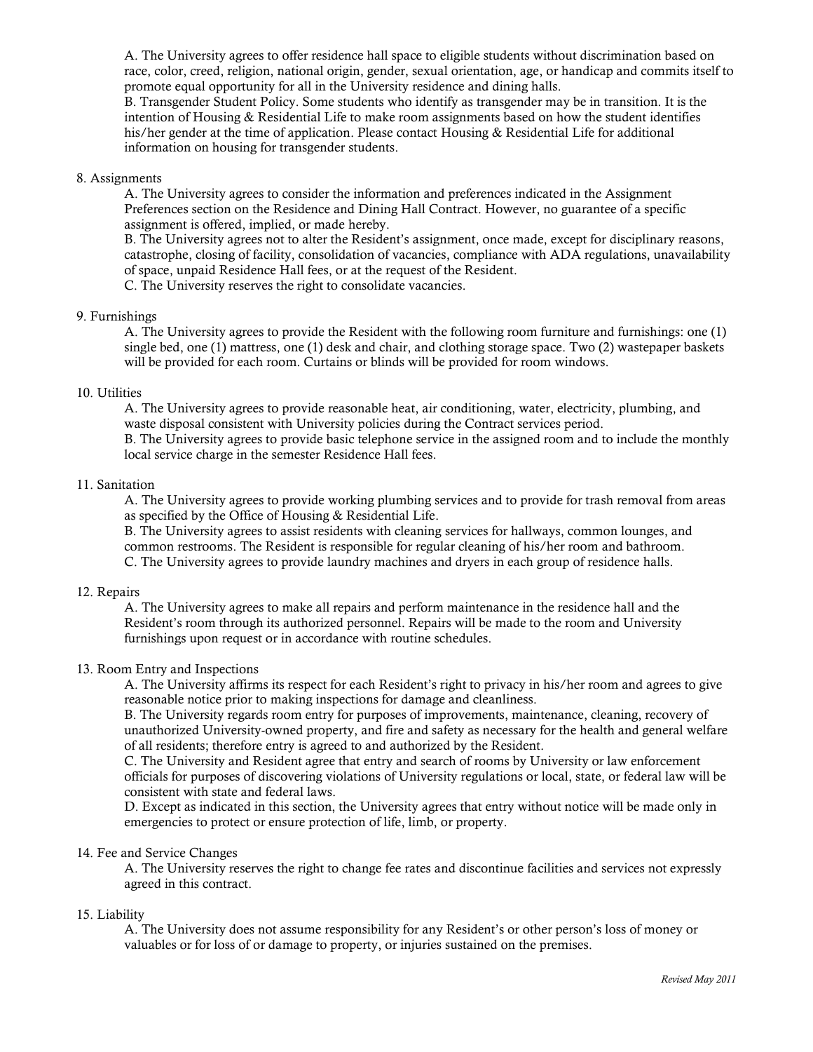A. The University agrees to offer residence hall space to eligible students without discrimination based on race, color, creed, religion, national origin, gender, sexual orientation, age, or handicap and commits itself to promote equal opportunity for all in the University residence and dining halls.

B. Transgender Student Policy. Some students who identify as transgender may be in transition. It is the intention of Housing & Residential Life to make room assignments based on how the student identifies his/her gender at the time of application. Please contact Housing & Residential Life for additional information on housing for transgender students.

8. Assignments

A. The University agrees to consider the information and preferences indicated in the Assignment Preferences section on the Residence and Dining Hall Contract. However, no guarantee of a specific assignment is offered, implied, or made hereby.

B. The University agrees not to alter the Resident's assignment, once made, except for disciplinary reasons, catastrophe, closing of facility, consolidation of vacancies, compliance with ADA regulations, unavailability of space, unpaid Residence Hall fees, or at the request of the Resident.

C. The University reserves the right to consolidate vacancies.

9. Furnishings

A. The University agrees to provide the Resident with the following room furniture and furnishings: one (1) single bed, one (1) mattress, one (1) desk and chair, and clothing storage space. Two (2) wastepaper baskets will be provided for each room. Curtains or blinds will be provided for room windows.

10. Utilities

A. The University agrees to provide reasonable heat, air conditioning, water, electricity, plumbing, and waste disposal consistent with University policies during the Contract services period.

B. The University agrees to provide basic telephone service in the assigned room and to include the monthly local service charge in the semester Residence Hall fees.

11. Sanitation

A. The University agrees to provide working plumbing services and to provide for trash removal from areas as specified by the Office of Housing & Residential Life.

B. The University agrees to assist residents with cleaning services for hallways, common lounges, and common restrooms. The Resident is responsible for regular cleaning of his/her room and bathroom.

C. The University agrees to provide laundry machines and dryers in each group of residence halls.

12. Repairs

A. The University agrees to make all repairs and perform maintenance in the residence hall and the Resident's room through its authorized personnel. Repairs will be made to the room and University furnishings upon request or in accordance with routine schedules.

13. Room Entry and Inspections

A. The University affirms its respect for each Resident's right to privacy in his/her room and agrees to give reasonable notice prior to making inspections for damage and cleanliness.

B. The University regards room entry for purposes of improvements, maintenance, cleaning, recovery of unauthorized University-owned property, and fire and safety as necessary for the health and general welfare of all residents; therefore entry is agreed to and authorized by the Resident.

C. The University and Resident agree that entry and search of rooms by University or law enforcement officials for purposes of discovering violations of University regulations or local, state, or federal law will be consistent with state and federal laws.

D. Except as indicated in this section, the University agrees that entry without notice will be made only in emergencies to protect or ensure protection of life, limb, or property.

14. Fee and Service Changes

A. The University reserves the right to change fee rates and discontinue facilities and services not expressly agreed in this contract.

15. Liability

A. The University does not assume responsibility for any Resident's or other person's loss of money or valuables or for loss of or damage to property, or injuries sustained on the premises.

*Revised May 2011*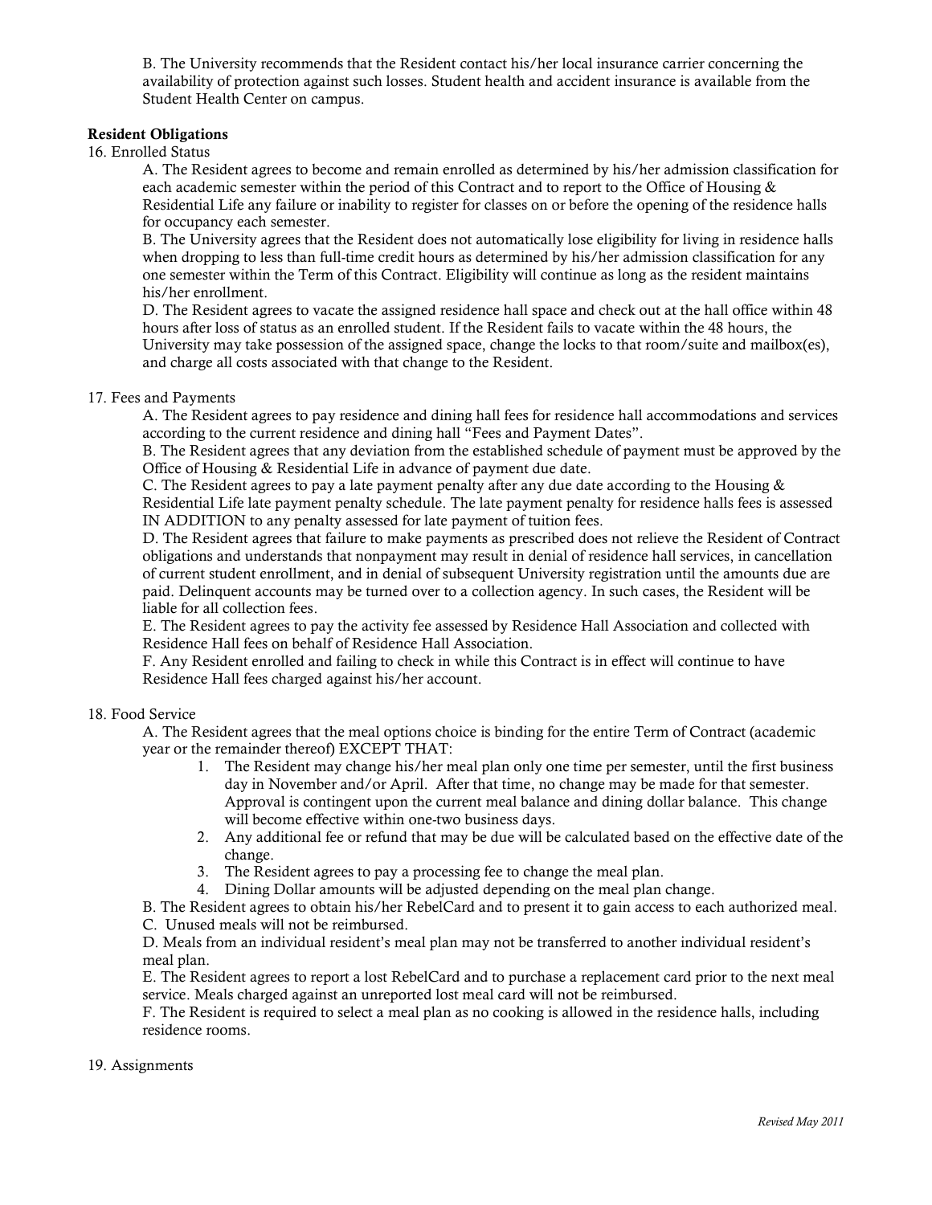B. The University recommends that the Resident contact his/her local insurance carrier concerning the availability of protection against such losses. Student health and accident insurance is available from the Student Health Center on campus.

**Resident Obligations**

16. Enrolled Status

A. The Resident agrees to become and remain enrolled as determined by his/her admission classification for each academic semester within the period of this Contract and to report to the Office of Housing & Residential Life any failure or inability to register for classes on or before the opening of the residence halls for occupancy each semester.

B. The University agrees that the Resident does not automatically lose eligibility for living in residence halls when dropping to less than full-time credit hours as determined by his/her admission classification for any one semester within the Term of this Contract. Eligibility will continue as long as the resident maintains his/her enrollment.

D. The Resident agrees to vacate the assigned residence hall space and check out at the hall office within 48 hours after loss of status as an enrolled student. If the Resident fails to vacate within the 48 hours, the University may take possession of the assigned space, change the locks to that room/suite and mailbox(es), and charge all costs associated with that change to the Resident.

17. Fees and Payments

A. The Resident agrees to pay residence and dining hall fees for residence hall accommodations and services according to the current residence and dining hall "Fees and Payment Dates".

B. The Resident agrees that any deviation from the established schedule of payment must be approved by the Office of Housing & Residential Life in advance of payment due date.

C. The Resident agrees to pay a late payment penalty after any due date according to the Housing & Residential Life late payment penalty schedule. The late payment penalty for residence halls fees is assessed IN ADDITION to any penalty assessed for late payment of tuition fees.

D. The Resident agrees that failure to make payments as prescribed does not relieve the Resident of Contract obligations and understands that nonpayment may result in denial of residence hall services, in cancellation of current student enrollment, and in denial of subsequent University registration until the amounts due are paid. Delinquent accounts may be turned over to a collection agency. In such cases, the Resident will be liable for all collection fees.

E. The Resident agrees to pay the activity fee assessed by Residence Hall Association and collected with Residence Hall fees on behalf of Residence Hall Association.

F. Any Resident enrolled and failing to check in while this Contract is in effect will continue to have Residence Hall fees charged against his/her account.

18. Food Service

A. The Resident agrees that the meal options choice is binding for the entire Term of Contract (academic year or the remainder thereof) EXCEPT THAT:

1. The Resident may change his/her meal plan only one time per semester, until the first business day in November and/or April. After that time, no change may be made for that semester. Approval is contingent upon the current meal balance and dining dollar balance. This change will become effective within one-two business days.
2. Any additional fee or refund that may be due will be calculated based on the effective date of the change.
3. The Resident agrees to pay a processing fee to change the meal plan.
4. Dining Dollar amounts will be adjusted depending on the meal plan change.

B. The Resident agrees to obtain his/her RebelCard and to present it to gain access to each authorized meal.

C. Unused meals will not be reimbursed.

D. Meals from an individual resident's meal plan may not be transferred to another individual resident's meal plan.

E. The Resident agrees to report a lost RebelCard and to purchase a replacement card prior to the next meal service. Meals charged against an unreported lost meal card will not be reimbursed.

F. The Resident is required to select a meal plan as no cooking is allowed in the residence halls, including residence rooms.

19. Assignments

*Revised May 2011*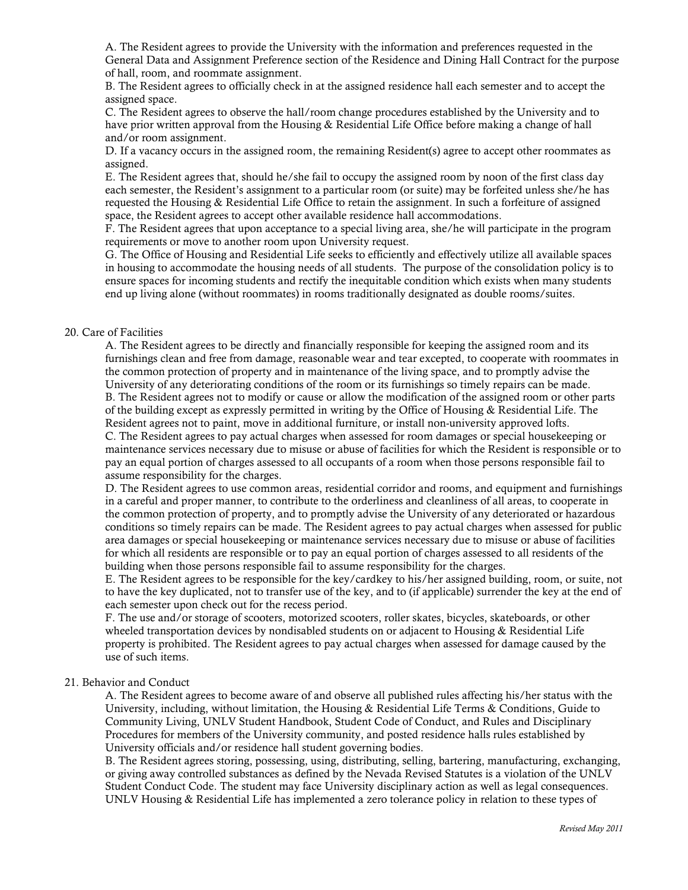A. The Resident agrees to provide the University with the information and preferences requested in the General Data and Assignment Preference section of the Residence and Dining Hall Contract for the purpose of hall, room, and roommate assignment.

B. The Resident agrees to officially check in at the assigned residence hall each semester and to accept the assigned space.

C. The Resident agrees to observe the hall/room change procedures established by the University and to have prior written approval from the Housing & Residential Life Office before making a change of hall and/or room assignment.

D. If a vacancy occurs in the assigned room, the remaining Resident(s) agree to accept other roommates as assigned.

E. The Resident agrees that, should he/she fail to occupy the assigned room by noon of the first class day each semester, the Resident's assignment to a particular room (or suite) may be forfeited unless she/he has requested the Housing & Residential Life Office to retain the assignment. In such a forfeiture of assigned space, the Resident agrees to accept other available residence hall accommodations.

F. The Resident agrees that upon acceptance to a special living area, she/he will participate in the program requirements or move to another room upon University request.

G. The Office of Housing and Residential Life seeks to efficiently and effectively utilize all available spaces in housing to accommodate the housing needs of all students. The purpose of the consolidation policy is to ensure spaces for incoming students and rectify the inequitable condition which exists when many students end up living alone (without roommates) in rooms traditionally designated as double rooms/suites.

20. Care of Facilities

A. The Resident agrees to be directly and financially responsible for keeping the assigned room and its furnishings clean and free from damage, reasonable wear and tear excepted, to cooperate with roommates in the common protection of property and in maintenance of the living space, and to promptly advise the University of any deteriorating conditions of the room or its furnishings so timely repairs can be made.

B. The Resident agrees not to modify or cause or allow the modification of the assigned room or other parts of the building except as expressly permitted in writing by the Office of Housing & Residential Life. The Resident agrees not to paint, move in additional furniture, or install non-university approved lofts.

C. The Resident agrees to pay actual charges when assessed for room damages or special housekeeping or maintenance services necessary due to misuse or abuse of facilities for which the Resident is responsible or to pay an equal portion of charges assessed to all occupants of a room when those persons responsible fail to assume responsibility for the charges.

D. The Resident agrees to use common areas, residential corridor and rooms, and equipment and furnishings in a careful and proper manner, to contribute to the orderliness and cleanliness of all areas, to cooperate in the common protection of property, and to promptly advise the University of any deteriorated or hazardous conditions so timely repairs can be made. The Resident agrees to pay actual charges when assessed for public area damages or special housekeeping or maintenance services necessary due to misuse or abuse of facilities for which all residents are responsible or to pay an equal portion of charges assessed to all residents of the building when those persons responsible fail to assume responsibility for the charges.

E. The Resident agrees to be responsible for the key/cardkey to his/her assigned building, room, or suite, not to have the key duplicated, not to transfer use of the key, and to (if applicable) surrender the key at the end of each semester upon check out for the recess period.

F. The use and/or storage of scooters, motorized scooters, roller skates, bicycles, skateboards, or other wheeled transportation devices by nondisabled students on or adjacent to Housing & Residential Life property is prohibited. The Resident agrees to pay actual charges when assessed for damage caused by the use of such items.

21. Behavior and Conduct

A. The Resident agrees to become aware of and observe all published rules affecting his/her status with the University, including, without limitation, the Housing & Residential Life Terms & Conditions, Guide to Community Living, UNLV Student Handbook, Student Code of Conduct, and Rules and Disciplinary Procedures for members of the University community, and posted residence halls rules established by University officials and/or residence hall student governing bodies.

B. The Resident agrees storing, possessing, using, distributing, selling, bartering, manufacturing, exchanging, or giving away controlled substances as defined by the Nevada Revised Statutes is a violation of the UNLV Student Conduct Code. The student may face University disciplinary action as well as legal consequences. UNLV Housing & Residential Life has implemented a zero tolerance policy in relation to these types of

*Revised May 2011*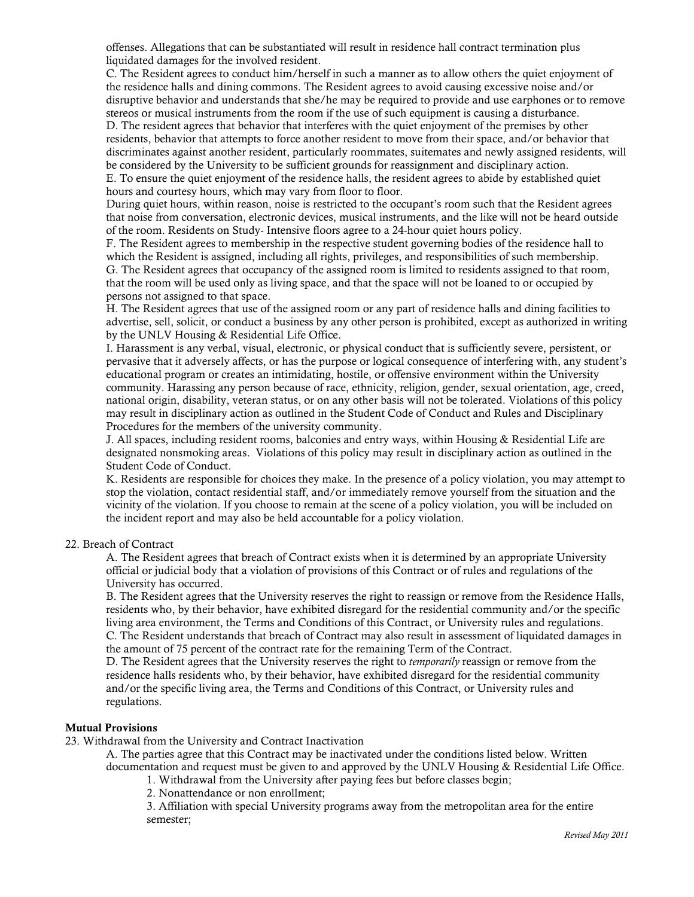offenses. Allegations that can be substantiated will result in residence hall contract termination plus liquidated damages for the involved resident.

C. The Resident agrees to conduct him/herself in such a manner as to allow others the quiet enjoyment of the residence halls and dining commons. The Resident agrees to avoid causing excessive noise and/or disruptive behavior and understands that she/he may be required to provide and use earphones or to remove stereos or musical instruments from the room if the use of such equipment is causing a disturbance.

D. The resident agrees that behavior that interferes with the quiet enjoyment of the premises by other residents, behavior that attempts to force another resident to move from their space, and/or behavior that discriminates against another resident, particularly roommates, suitemates and newly assigned residents, will be considered by the University to be sufficient grounds for reassignment and disciplinary action.

E. To ensure the quiet enjoyment of the residence halls, the resident agrees to abide by established quiet hours and courtesy hours, which may vary from floor to floor.

During quiet hours, within reason, noise is restricted to the occupant's room such that the Resident agrees that noise from conversation, electronic devices, musical instruments, and the like will not be heard outside of the room. Residents on Study- Intensive floors agree to a 24-hour quiet hours policy.

F. The Resident agrees to membership in the respective student governing bodies of the residence hall to which the Resident is assigned, including all rights, privileges, and responsibilities of such membership.

G. The Resident agrees that occupancy of the assigned room is limited to residents assigned to that room, that the room will be used only as living space, and that the space will not be loaned to or occupied by persons not assigned to that space.

H. The Resident agrees that use of the assigned room or any part of residence halls and dining facilities to advertise, sell, solicit, or conduct a business by any other person is prohibited, except as authorized in writing by the UNLV Housing & Residential Life Office.

I. Harassment is any verbal, visual, electronic, or physical conduct that is sufficiently severe, persistent, or pervasive that it adversely affects, or has the purpose or logical consequence of interfering with, any student's educational program or creates an intimidating, hostile, or offensive environment within the University community. Harassing any person because of race, ethnicity, religion, gender, sexual orientation, age, creed, national origin, disability, veteran status, or on any other basis will not be tolerated. Violations of this policy may result in disciplinary action as outlined in the Student Code of Conduct and Rules and Disciplinary Procedures for the members of the university community.

J. All spaces, including resident rooms, balconies and entry ways, within Housing & Residential Life are designated nonsmoking areas. Violations of this policy may result in disciplinary action as outlined in the Student Code of Conduct.

K. Residents are responsible for choices they make. In the presence of a policy violation, you may attempt to stop the violation, contact residential staff, and/or immediately remove yourself from the situation and the vicinity of the violation. If you choose to remain at the scene of a policy violation, you will be included on the incident report and may also be held accountable for a policy violation.

22. Breach of Contract

A. The Resident agrees that breach of Contract exists when it is determined by an appropriate University official or judicial body that a violation of provisions of this Contract or of rules and regulations of the University has occurred.

B. The Resident agrees that the University reserves the right to reassign or remove from the Residence Halls, residents who, by their behavior, have exhibited disregard for the residential community and/or the specific living area environment, the Terms and Conditions of this Contract, or University rules and regulations.

C. The Resident understands that breach of Contract may also result in assessment of liquidated damages in the amount of 75 percent of the contract rate for the remaining Term of the Contract.

D. The Resident agrees that the University reserves the right to *temporarily* reassign or remove from the residence halls residents who, by their behavior, have exhibited disregard for the residential community and/or the specific living area, the Terms and Conditions of this Contract, or University rules and regulations.

**Mutual Provisions**

23. Withdrawal from the University and Contract Inactivation

A. The parties agree that this Contract may be inactivated under the conditions listed below. Written documentation and request must be given to and approved by the UNLV Housing & Residential Life Office.

1. Withdrawal from the University after paying fees but before classes begin;
2. Nonattendance or non enrollment;
3. Affiliation with special University programs away from the metropolitan area for the entire semester;

*Revised May 2011*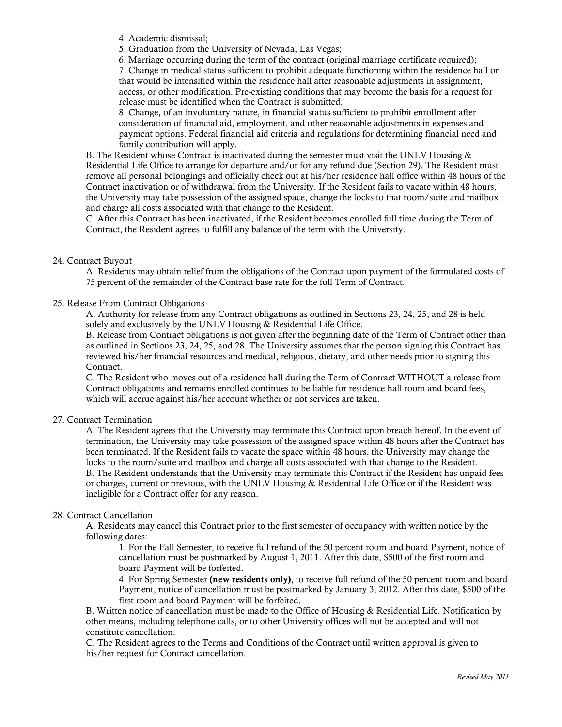4. Academic dismissal;
5. Graduation from the University of Nevada, Las Vegas;
6. Marriage occurring during the term of the contract (original marriage certificate required);
7. Change in medical status sufficient to prohibit adequate functioning within the residence hall or that would be intensified within the residence hall after reasonable adjustments in assignment, access, or other modification. Pre-existing conditions that may become the basis for a request for release must be identified when the Contract is submitted.
8. Change, of an involuntary nature, in financial status sufficient to prohibit enrollment after consideration of financial aid, employment, and other reasonable adjustments in expenses and payment options. Federal financial aid criteria and regulations for determining financial need and family contribution will apply.

B. The Resident whose Contract is inactivated during the semester must visit the UNLV Housing & Residential Life Office to arrange for departure and/or for any refund due (Section 29). The Resident must remove all personal belongings and officially check out at his/her residence hall office within 48 hours of the Contract inactivation or of withdrawal from the University. If the Resident fails to vacate within 48 hours, the University may take possession of the assigned space, change the locks to that room/suite and mailbox, and charge all costs associated with that change to the Resident.

C. After this Contract has been inactivated, if the Resident becomes enrolled full time during the Term of Contract, the Resident agrees to fulfill any balance of the term with the University.

24. Contract Buyout

A. Residents may obtain relief from the obligations of the Contract upon payment of the formulated costs of 75 percent of the remainder of the Contract base rate for the full Term of Contract.

25. Release From Contract Obligations

A. Authority for release from any Contract obligations as outlined in Sections 23, 24, 25, and 28 is held solely and exclusively by the UNLV Housing & Residential Life Office.

B. Release from Contract obligations is not given after the beginning date of the Term of Contract other than as outlined in Sections 23, 24, 25, and 28. The University assumes that the person signing this Contract has reviewed his/her financial resources and medical, religious, dietary, and other needs prior to signing this Contract.

C. The Resident who moves out of a residence hall during the Term of Contract WITHOUT a release from Contract obligations and remains enrolled continues to be liable for residence hall room and board fees, which will accrue against his/her account whether or not services are taken.

27. Contract Termination

A. The Resident agrees that the University may terminate this Contract upon breach hereof. In the event of termination, the University may take possession of the assigned space within 48 hours after the Contract has been terminated. If the Resident fails to vacate the space within 48 hours, the University may change the locks to the room/suite and mailbox and charge all costs associated with that change to the Resident.

B. The Resident understands that the University may terminate this Contract if the Resident has unpaid fees or charges, current or previous, with the UNLV Housing & Residential Life Office or if the Resident was ineligible for a Contract offer for any reason.

28. Contract Cancellation

A. Residents may cancel this Contract prior to the first semester of occupancy with written notice by the following dates:

1. For the Fall Semester, to receive full refund of the 50 percent room and board Payment, notice of cancellation must be postmarked by August 1, 2011. After this date, $500 of the first room and board Payment will be forfeited.
4. For Spring Semester **(new residents only)**, to receive full refund of the 50 percent room and board Payment, notice of cancellation must be postmarked by January 3, 2012. After this date, $500 of the first room and board Payment will be forfeited.

B. Written notice of cancellation must be made to the Office of Housing & Residential Life. Notification by other means, including telephone calls, or to other University offices will not be accepted and will not constitute cancellation.

C. The Resident agrees to the Terms and Conditions of the Contract until written approval is given to his/her request for Contract cancellation.

*Revised May 2011*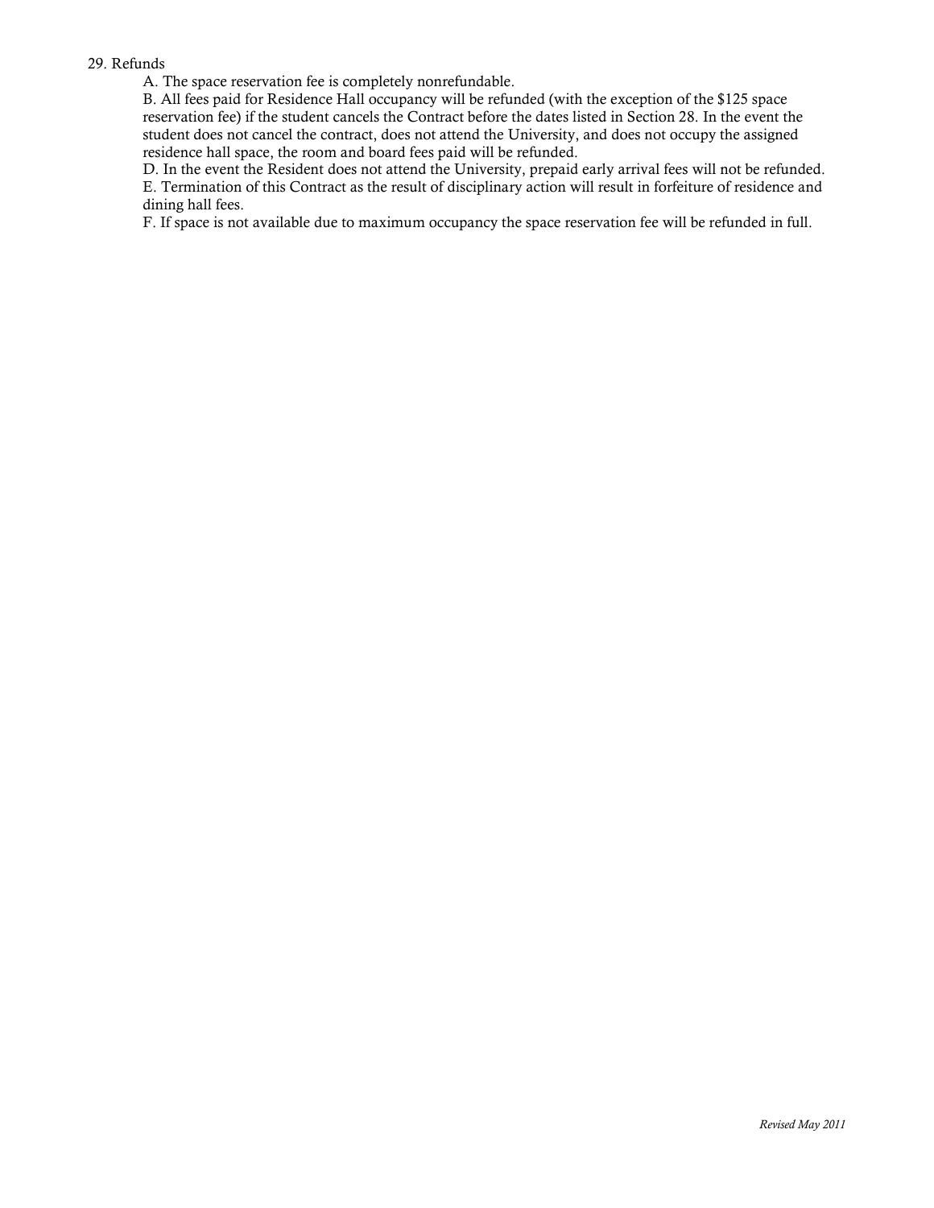29. Refunds

A. The space reservation fee is completely nonrefundable.

B. All fees paid for Residence Hall occupancy will be refunded (with the exception of the $125 space reservation fee) if the student cancels the Contract before the dates listed in Section 28. In the event the student does not cancel the contract, does not attend the University, and does not occupy the assigned residence hall space, the room and board fees paid will be refunded.

D. In the event the Resident does not attend the University, prepaid early arrival fees will not be refunded.

E. Termination of this Contract as the result of disciplinary action will result in forfeiture of residence and dining hall fees.

F. If space is not available due to maximum occupancy the space reservation fee will be refunded in full.

*Revised May 2011*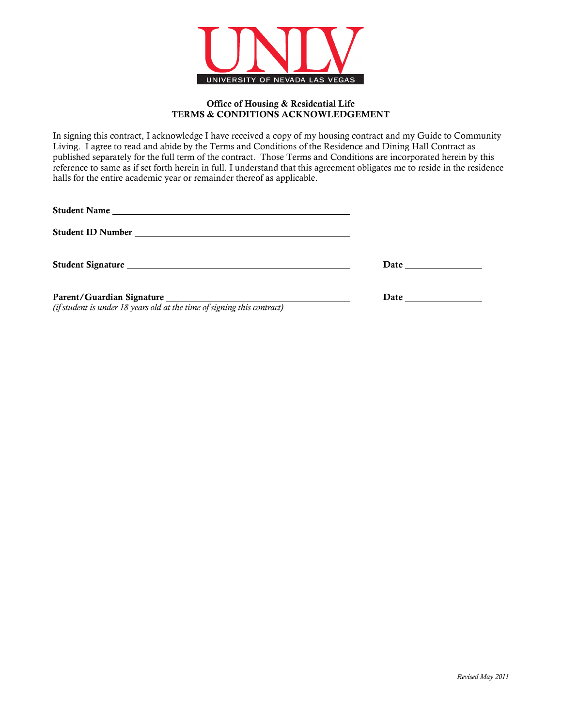UNLV

UNIVERSITY OF NEVADA LAS VEGAS

**Office of Housing & Residential Life**
**TERMS & CONDITIONS ACKNOWLEDGEMENT**

In signing this contract, I acknowledge I have received a copy of my housing contract and my Guide to Community Living. I agree to read and abide by the Terms and Conditions of the Residence and Dining Hall Contract as published separately for the full term of the contract. Those Terms and Conditions are incorporated herein by this reference to same as if set forth herein in full. I understand that this agreement obligates me to reside in the residence halls for the entire academic year or remainder thereof as applicable.

**Student Name** ______________________________________________

**Student ID Number** __________________________________________

**Student Signature** ___________________________________________ **Date** ______________

**Parent/Guardian Signature** _____________________________________ **Date** ______________
*(if student is under 18 years old at the time of signing this contract)*

*Revised May 2011*